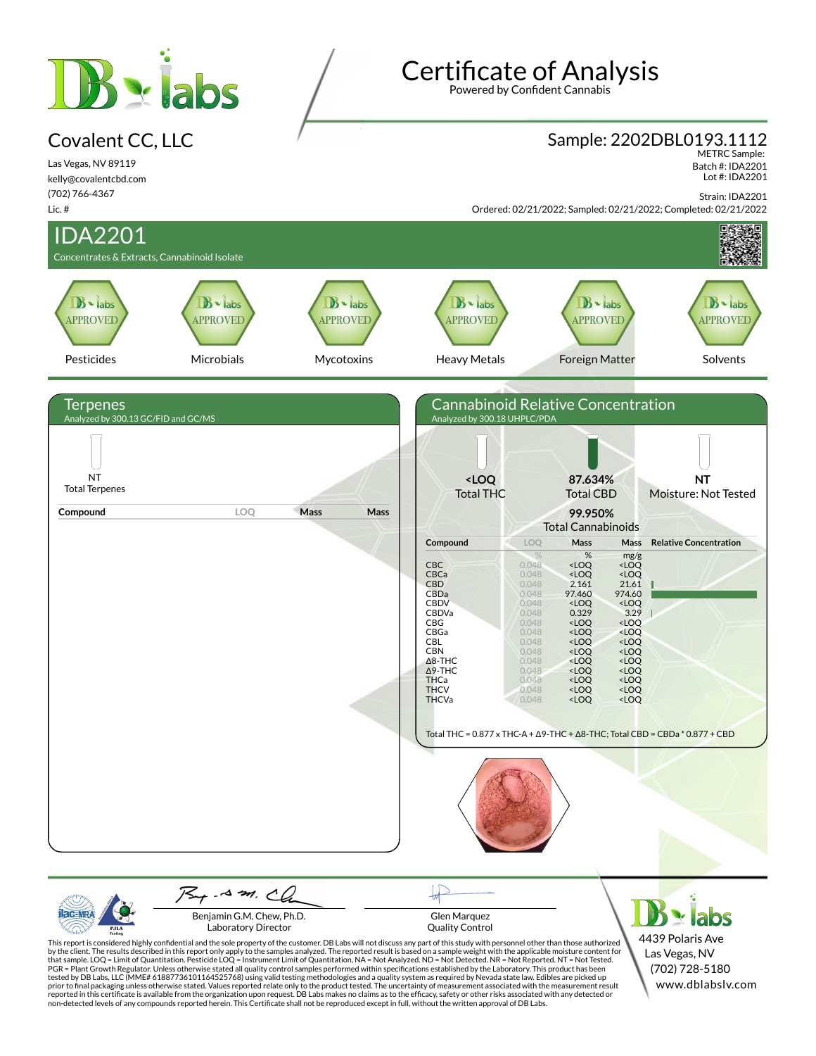# Certificate of Analysis

Powered by Confident Cannabis

## Covalent CC, LLC

Las Vegas, NV 89119
kelly@covalentcbd.com
(702) 766-4367
Lic. #

## Sample: 2202DBL0193.1112

METRC Sample:
Batch #: IDA2201
Lot #: IDA2201

Strain: IDA2201

Ordered: 02/21/2022; Sampled: 02/21/2022; Completed: 02/21/2022

## IDA2201

Concentrates & Extracts, Cannabinoid Isolate

| Pesticides | Microbials | Mycotoxins | Heavy Metals | Foreign Matter | Solvents |
|---|---|---|---|---|---|
| APPROVED | APPROVED | APPROVED | APPROVED | APPROVED | APPROVED |

## Terpenes

Analyzed by 300.13 GC/FID and GC/MS

NT
Total Terpenes

| Compound | LOQ | Mass | Mass |
|---|---|---|---|

## Cannabinoid Relative Concentration

Analyzed by 300.18 UHPLC/PDA

**<LOQ** Total THC

**87.634%** Total CBD

**NT** Moisture: Not Tested

**99.950%** Total Cannabinoids

| Compound | LOQ | Mass | Mass | Relative Concentration |
|---|---|---|---|---|
| | % | % | mg/g | |
| CBC | 0.048 | <LOQ | <LOQ | |
| CBCa | 0.048 | <LOQ | <LOQ | |
| CBD | 0.048 | 2.161 | 21.61 | |
| CBDa | 0.048 | 97.460 | 974.60 | |
| CBDV | 0.048 | <LOQ | <LOQ | |
| CBDVa | 0.048 | 0.329 | 3.29 | |
| CBG | 0.048 | <LOQ | <LOQ | |
| CBGa | 0.048 | <LOQ | <LOQ | |
| CBL | 0.048 | <LOQ | <LOQ | |
| CBN | 0.048 | <LOQ | <LOQ | |
| Δ8-THC | 0.048 | <LOQ | <LOQ | |
| Δ9-THC | 0.048 | <LOQ | <LOQ | |
| THCa | 0.048 | <LOQ | <LOQ | |
| THCV | 0.048 | <LOQ | <LOQ | |
| THCVa | 0.048 | <LOQ | <LOQ | |

Total THC = 0.877 x THC-A + Δ9-THC + Δ8-THC; Total CBD = CBDa * 0.877 + CBD

Benjamin G.M. Chew, Ph.D.
Laboratory Director

Glen Marquez
Quality Control

4439 Polaris Ave
Las Vegas, NV
(702) 728-5180
www.dblabslv.com

This report is considered highly confidential and the sole property of the customer. DB Labs will not discuss any part of this study with personnel other than those authorized by the client. The results described in this report only apply to the samples analyzed. The reported result is based on a sample weight with the applicable moisture content for that sample. LOQ = Limit of Quantitation. Pesticide LOQ = Instrument Limit of Quantitation, NA = Not Analyzed. ND = Not Detected. NR = Not Reported. NT = Not Tested. PGR = Plant Growth Regulator. Unless otherwise stated all quality control samples performed within specifications established by the Laboratory. This product has been tested by DB Labs, LLC (MME# 61887736101164525768) using valid testing methodologies and a quality system as required by Nevada state law. Edibles are picked up prior to final packaging unless otherwise stated. Values reported relate only to the product tested. The uncertainty of measurement associated with the measurement result reported in this certificate is available from the organization upon request. DB Labs makes no claims as to the efficacy, safety or other risks associated with any detected or non-detected levels of any compounds reported herein. This Certificate shall not be reproduced except in full, without the written approval of DB Labs.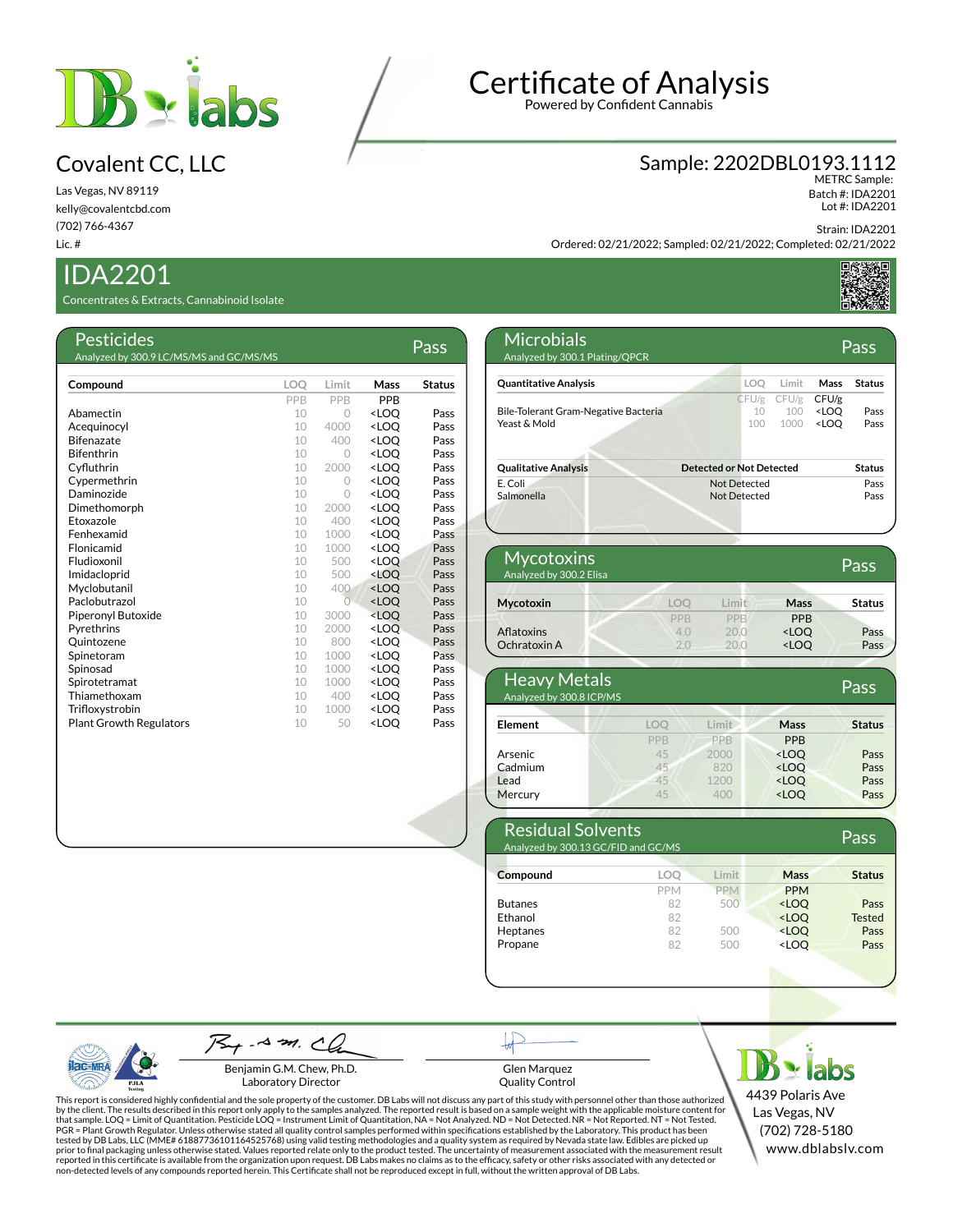# Certificate of Analysis

Powered by Confident Cannabis

## Covalent CC, LLC

Las Vegas, NV 89119
kelly@covalentcbd.com
(702) 766-4367
Lic. #

## Sample: 2202DBL0193.1112

METRC Sample:
Batch #: IDA2201
Lot #: IDA2201

Strain: IDA2201
Ordered: 02/21/2022; Sampled: 02/21/2022; Completed: 02/21/2022

## IDA2201

Concentrates & Extracts, Cannabinoid Isolate

### Pesticides — Pass

Analyzed by 300.9 LC/MS/MS and GC/MS/MS

| Compound | LOQ | Limit | Mass | Status |
|---|---|---|---|---|
| | PPB | PPB | PPB | |
| Abamectin | 10 | 0 | <LOQ | Pass |
| Acequinocyl | 10 | 4000 | <LOQ | Pass |
| Bifenazate | 10 | 400 | <LOQ | Pass |
| Bifenthrin | 10 | 0 | <LOQ | Pass |
| Cyfluthrin | 10 | 2000 | <LOQ | Pass |
| Cypermethrin | 10 | 0 | <LOQ | Pass |
| Daminozide | 10 | 0 | <LOQ | Pass |
| Dimethomorph | 10 | 2000 | <LOQ | Pass |
| Etoxazole | 10 | 400 | <LOQ | Pass |
| Fenhexamid | 10 | 1000 | <LOQ | Pass |
| Flonicamid | 10 | 1000 | <LOQ | Pass |
| Fludioxonil | 10 | 500 | <LOQ | Pass |
| Imidacloprid | 10 | 500 | <LOQ | Pass |
| Myclobutanil | 10 | 400 | <LOQ | Pass |
| Paclobutrazol | 10 | 0 | <LOQ | Pass |
| Piperonyl Butoxide | 10 | 3000 | <LOQ | Pass |
| Pyrethrins | 10 | 2000 | <LOQ | Pass |
| Quintozene | 10 | 800 | <LOQ | Pass |
| Spinetoram | 10 | 1000 | <LOQ | Pass |
| Spinosad | 10 | 1000 | <LOQ | Pass |
| Spirotetramat | 10 | 1000 | <LOQ | Pass |
| Thiamethoxam | 10 | 400 | <LOQ | Pass |
| Trifloxystrobin | 10 | 1000 | <LOQ | Pass |
| Plant Growth Regulators | 10 | 50 | <LOQ | Pass |

### Microbials — Pass

Analyzed by 300.1 Plating/QPCR

| Quantitative Analysis | LOQ | Limit | Mass | Status |
|---|---|---|---|---|
| | CFU/g | CFU/g | CFU/g | |
| Bile-Tolerant Gram-Negative Bacteria | 10 | 100 | <LOQ | Pass |
| Yeast & Mold | 100 | 1000 | <LOQ | Pass |

| Qualitative Analysis | Detected or Not Detected | Status |
|---|---|---|
| E. Coli | Not Detected | Pass |
| Salmonella | Not Detected | Pass |

### Mycotoxins — Pass

Analyzed by 300.2 Elisa

| Mycotoxin | LOQ | Limit | Mass | Status |
|---|---|---|---|---|
| | PPB | PPB | PPB | |
| Aflatoxins | 4.0 | 20.0 | <LOQ | Pass |
| Ochratoxin A | 2.0 | 20.0 | <LOQ | Pass |

### Heavy Metals — Pass

Analyzed by 300.8 ICP/MS

| Element | LOQ | Limit | Mass | Status |
|---|---|---|---|---|
| | PPB | PPB | PPB | |
| Arsenic | 45 | 2000 | <LOQ | Pass |
| Cadmium | 45 | 820 | <LOQ | Pass |
| Lead | 45 | 1200 | <LOQ | Pass |
| Mercury | 45 | 400 | <LOQ | Pass |

### Residual Solvents — Pass

Analyzed by 300.13 GC/FID and GC/MS

| Compound | LOQ | Limit | Mass | Status |
|---|---|---|---|---|
| | PPM | PPM | PPM | |
| Butanes | 82 | 500 | <LOQ | Pass |
| Ethanol | 82 | | <LOQ | Tested |
| Heptanes | 82 | 500 | <LOQ | Pass |
| Propane | 82 | 500 | <LOQ | Pass |

Benjamin G.M. Chew, Ph.D.
Laboratory Director

Glen Marquez
Quality Control

DB labs
4439 Polaris Ave
Las Vegas, NV
(702) 728-5180
www.dblabslv.com

This report is considered highly confidential and the sole property of the customer. DB Labs will not discuss any part of this study with personnel other than those authorized by the client. The results described in this report only apply to the samples analyzed. The reported result is based on a sample weight with the applicable moisture content for that sample. LOQ = Limit of Quantitation. Pesticide LOQ = Instrument Limit of Quantitation, NA = Not Analyzed. ND = Not Detected. NR = Not Reported. NT = Not Tested. PGR = Plant Growth Regulator. Unless otherwise stated all quality control samples performed within specifications established by the Laboratory. This product has been tested by DB Labs, LLC (MME# 61887736101164525768) using valid testing methodologies and a quality system as required by Nevada state law. Edibles are picked up prior to final packaging unless otherwise stated. Values reported relate only to the product tested. The uncertainty of measurement associated with the measurement result reported in this certificate is available from the organization upon request. DB Labs makes no claims as to the efficacy, safety or other risks associated with any detected or non-detected levels of any compounds reported herein. This Certificate shall not be reproduced except in full, without the written approval of DB Labs.